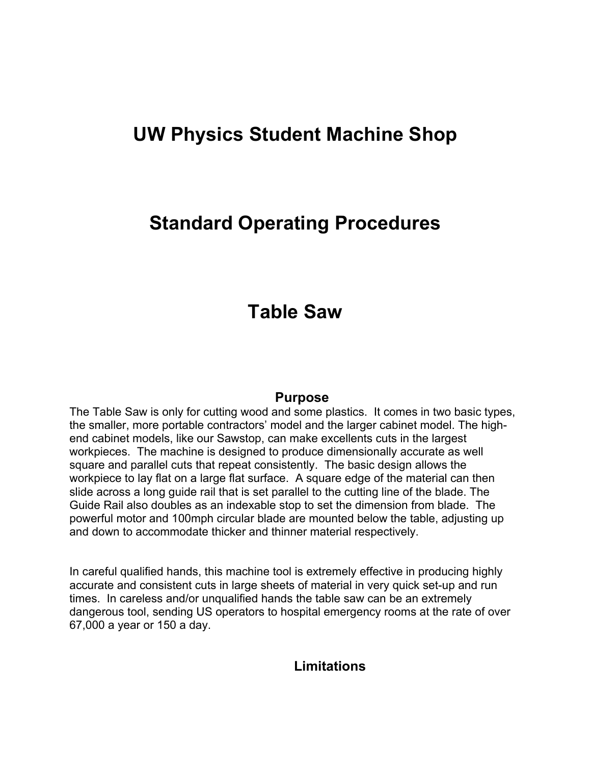# UW Physics Student Machine Shop

# Standard Operating Procedures

# Table Saw

## Purpose

The Table Saw is only for cutting wood and some plastics. It comes in two basic types, the smaller, more portable contractors' model and the larger cabinet model. The high-end cabinet models, like our Sawstop, can make excellents cuts in the largest workpieces. The machine is designed to produce dimensionally accurate as well square and parallel cuts that repeat consistently. The basic design allows the workpiece to lay flat on a large flat surface. A square edge of the material can then slide across a long guide rail that is set parallel to the cutting line of the blade. The Guide Rail also doubles as an indexable stop to set the dimension from blade. The powerful motor and 100mph circular blade are mounted below the table, adjusting up and down to accommodate thicker and thinner material respectively.

In careful qualified hands, this machine tool is extremely effective in producing highly accurate and consistent cuts in large sheets of material in very quick set-up and run times. In careless and/or unqualified hands the table saw can be an extremely dangerous tool, sending US operators to hospital emergency rooms at the rate of over 67,000 a year or 150 a day.

## Limitations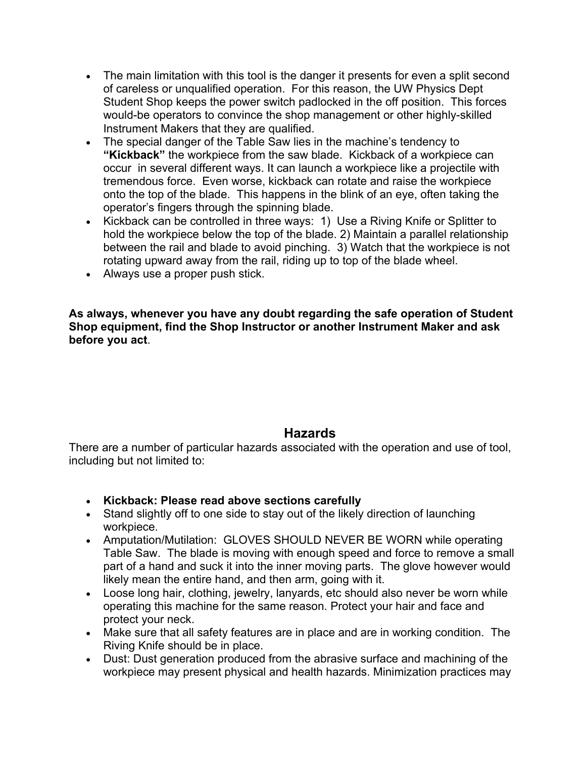- The main limitation with this tool is the danger it presents for even a split second of careless or unqualified operation. For this reason, the UW Physics Dept Student Shop keeps the power switch padlocked in the off position. This forces would-be operators to convince the shop management or other highly-skilled Instrument Makers that they are qualified.
- The special danger of the Table Saw lies in the machine's tendency to **"Kickback"** the workpiece from the saw blade. Kickback of a workpiece can occur in several different ways. It can launch a workpiece like a projectile with tremendous force. Even worse, kickback can rotate and raise the workpiece onto the top of the blade. This happens in the blink of an eye, often taking the operator's fingers through the spinning blade.
- Kickback can be controlled in three ways: 1) Use a Riving Knife or Splitter to hold the workpiece below the top of the blade. 2) Maintain a parallel relationship between the rail and blade to avoid pinching. 3) Watch that the workpiece is not rotating upward away from the rail, riding up to top of the blade wheel.
- Always use a proper push stick.

**As always, whenever you have any doubt regarding the safe operation of Student Shop equipment, find the Shop Instructor or another Instrument Maker and ask before you act**.

## Hazards

There are a number of particular hazards associated with the operation and use of tool, including but not limited to:

- **Kickback: Please read above sections carefully**
- Stand slightly off to one side to stay out of the likely direction of launching workpiece.
- Amputation/Mutilation: GLOVES SHOULD NEVER BE WORN while operating Table Saw. The blade is moving with enough speed and force to remove a small part of a hand and suck it into the inner moving parts. The glove however would likely mean the entire hand, and then arm, going with it.
- Loose long hair, clothing, jewelry, lanyards, etc should also never be worn while operating this machine for the same reason. Protect your hair and face and protect your neck.
- Make sure that all safety features are in place and are in working condition. The Riving Knife should be in place.
- Dust: Dust generation produced from the abrasive surface and machining of the workpiece may present physical and health hazards. Minimization practices may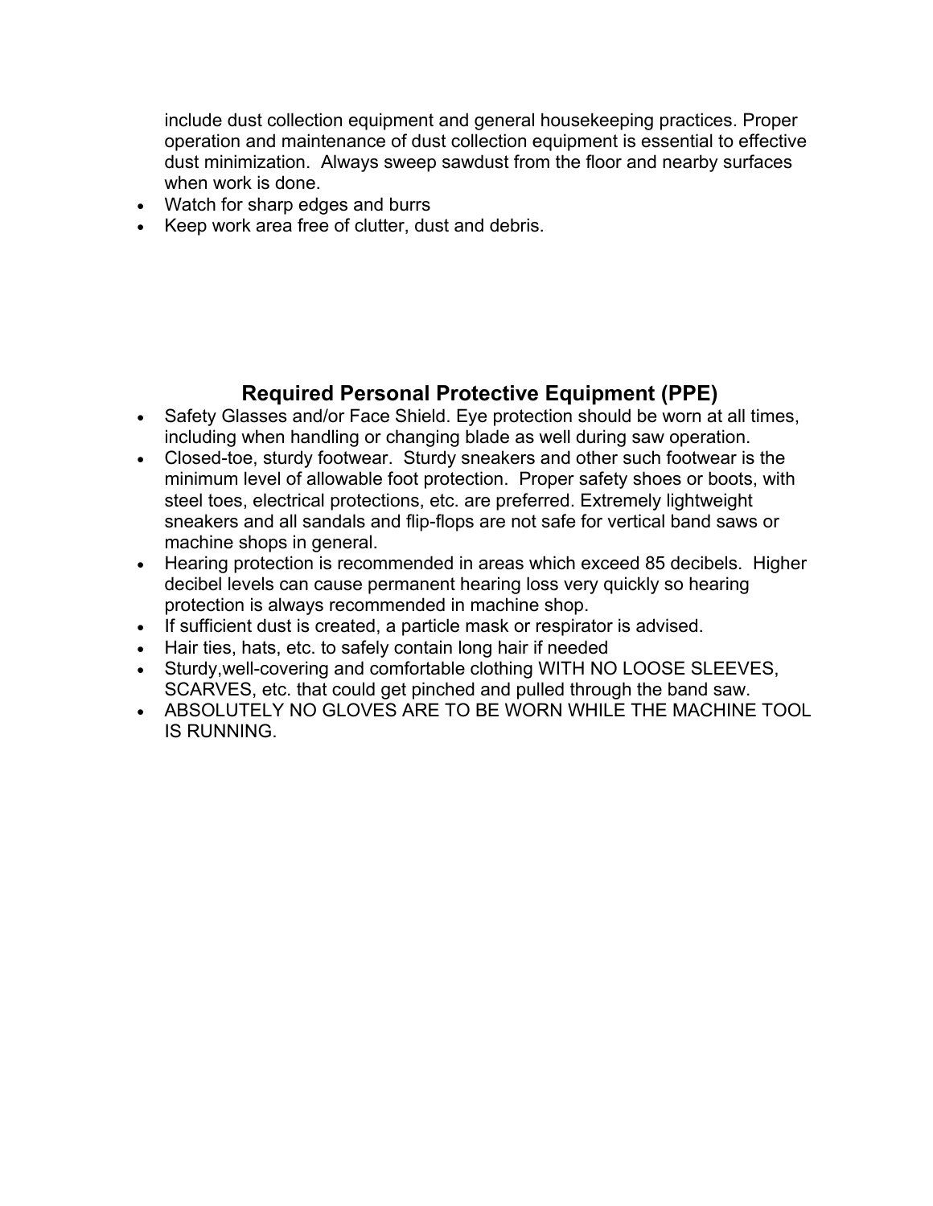include dust collection equipment and general housekeeping practices. Proper operation and maintenance of dust collection equipment is essential to effective dust minimization. Always sweep sawdust from the floor and nearby surfaces when work is done.

- Watch for sharp edges and burrs
- Keep work area free of clutter, dust and debris.

## Required Personal Protective Equipment (PPE)

- Safety Glasses and/or Face Shield. Eye protection should be worn at all times, including when handling or changing blade as well during saw operation.
- Closed-toe, sturdy footwear. Sturdy sneakers and other such footwear is the minimum level of allowable foot protection. Proper safety shoes or boots, with steel toes, electrical protections, etc. are preferred. Extremely lightweight sneakers and all sandals and flip-flops are not safe for vertical band saws or machine shops in general.
- Hearing protection is recommended in areas which exceed 85 decibels. Higher decibel levels can cause permanent hearing loss very quickly so hearing protection is always recommended in machine shop.
- If sufficient dust is created, a particle mask or respirator is advised.
- Hair ties, hats, etc. to safely contain long hair if needed
- Sturdy,well-covering and comfortable clothing WITH NO LOOSE SLEEVES, SCARVES, etc. that could get pinched and pulled through the band saw.
- ABSOLUTELY NO GLOVES ARE TO BE WORN WHILE THE MACHINE TOOL IS RUNNING.